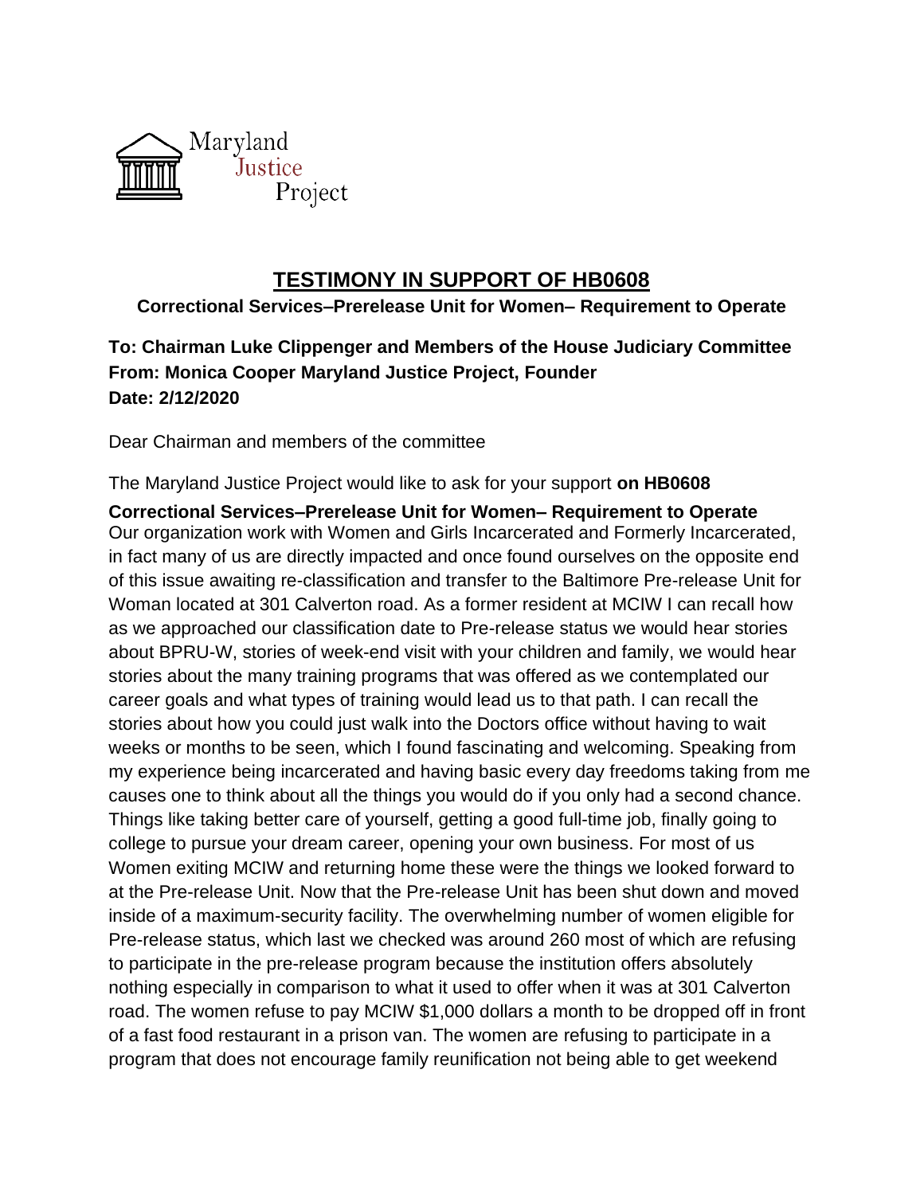Maryland
Justice
Project

# TESTIMONY IN SUPPORT OF HB0608

**Correctional Services–Prerelease Unit for Women– Requirement to Operate**

**To: Chairman Luke Clippenger and Members of the House Judiciary Committee**
**From: Monica Cooper Maryland Justice Project, Founder**
**Date: 2/12/2020**

Dear Chairman and members of the committee

The Maryland Justice Project would like to ask for your support **on HB0608**

**Correctional Services–Prerelease Unit for Women– Requirement to Operate**
Our organization work with Women and Girls Incarcerated and Formerly Incarcerated, in fact many of us are directly impacted and once found ourselves on the opposite end of this issue awaiting re-classification and transfer to the Baltimore Pre-release Unit for Woman located at 301 Calverton road. As a former resident at MCIW I can recall how as we approached our classification date to Pre-release status we would hear stories about BPRU-W, stories of week-end visit with your children and family, we would hear stories about the many training programs that was offered as we contemplated our career goals and what types of training would lead us to that path. I can recall the stories about how you could just walk into the Doctors office without having to wait weeks or months to be seen, which I found fascinating and welcoming. Speaking from my experience being incarcerated and having basic every day freedoms taking from me causes one to think about all the things you would do if you only had a second chance. Things like taking better care of yourself, getting a good full-time job, finally going to college to pursue your dream career, opening your own business. For most of us Women exiting MCIW and returning home these were the things we looked forward to at the Pre-release Unit. Now that the Pre-release Unit has been shut down and moved inside of a maximum-security facility. The overwhelming number of women eligible for Pre-release status, which last we checked was around 260 most of which are refusing to participate in the pre-release program because the institution offers absolutely nothing especially in comparison to what it used to offer when it was at 301 Calverton road. The women refuse to pay MCIW $1,000 dollars a month to be dropped off in front of a fast food restaurant in a prison van. The women are refusing to participate in a program that does not encourage family reunification not being able to get weekend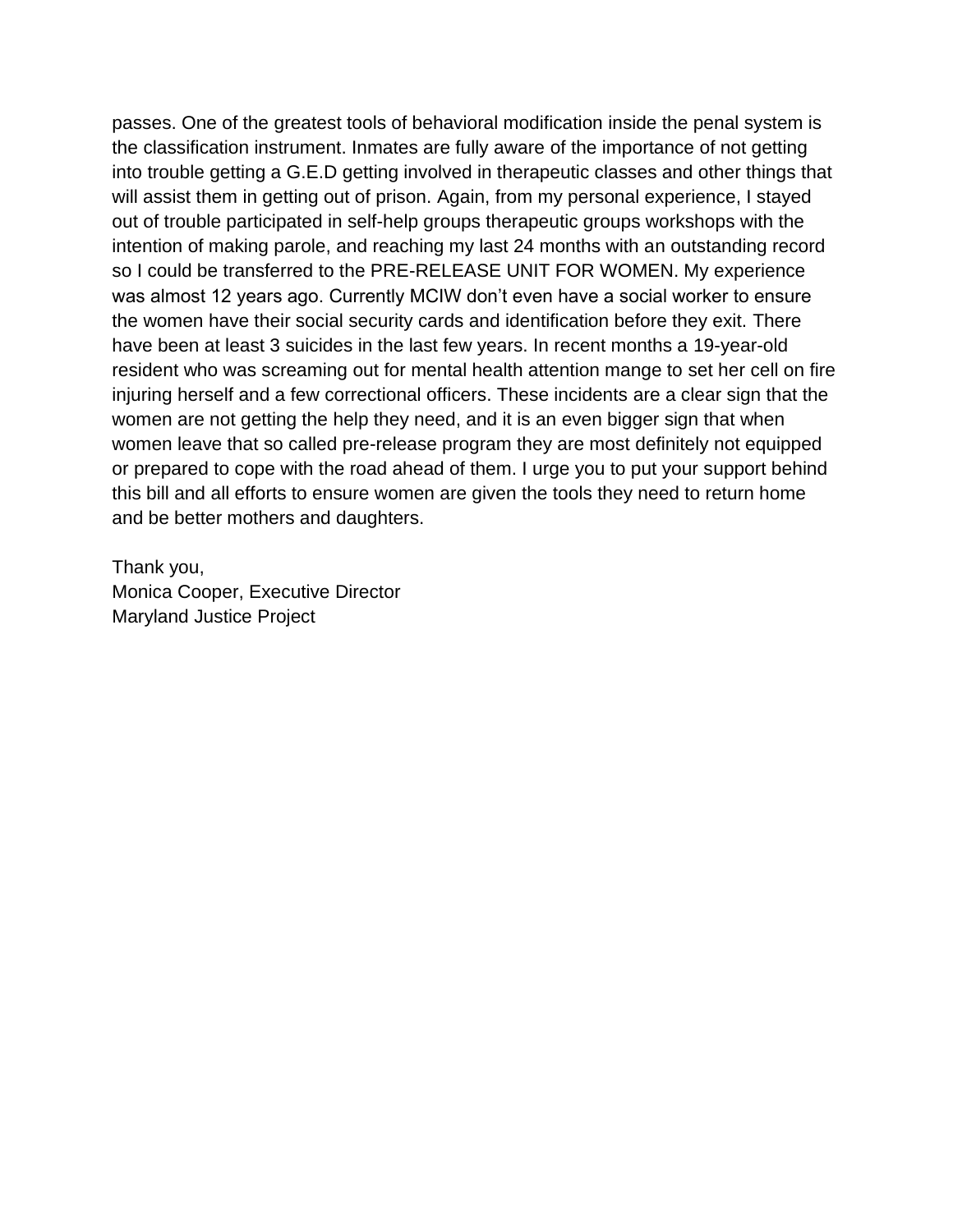passes. One of the greatest tools of behavioral modification inside the penal system is the classification instrument. Inmates are fully aware of the importance of not getting into trouble getting a G.E.D getting involved in therapeutic classes and other things that will assist them in getting out of prison. Again, from my personal experience, I stayed out of trouble participated in self-help groups therapeutic groups workshops with the intention of making parole, and reaching my last 24 months with an outstanding record so I could be transferred to the PRE-RELEASE UNIT FOR WOMEN. My experience was almost 12 years ago. Currently MCIW don't even have a social worker to ensure the women have their social security cards and identification before they exit. There have been at least 3 suicides in the last few years. In recent months a 19-year-old resident who was screaming out for mental health attention mange to set her cell on fire injuring herself and a few correctional officers. These incidents are a clear sign that the women are not getting the help they need, and it is an even bigger sign that when women leave that so called pre-release program they are most definitely not equipped or prepared to cope with the road ahead of them. I urge you to put your support behind this bill and all efforts to ensure women are given the tools they need to return home and be better mothers and daughters.

Thank you,
Monica Cooper, Executive Director
Maryland Justice Project